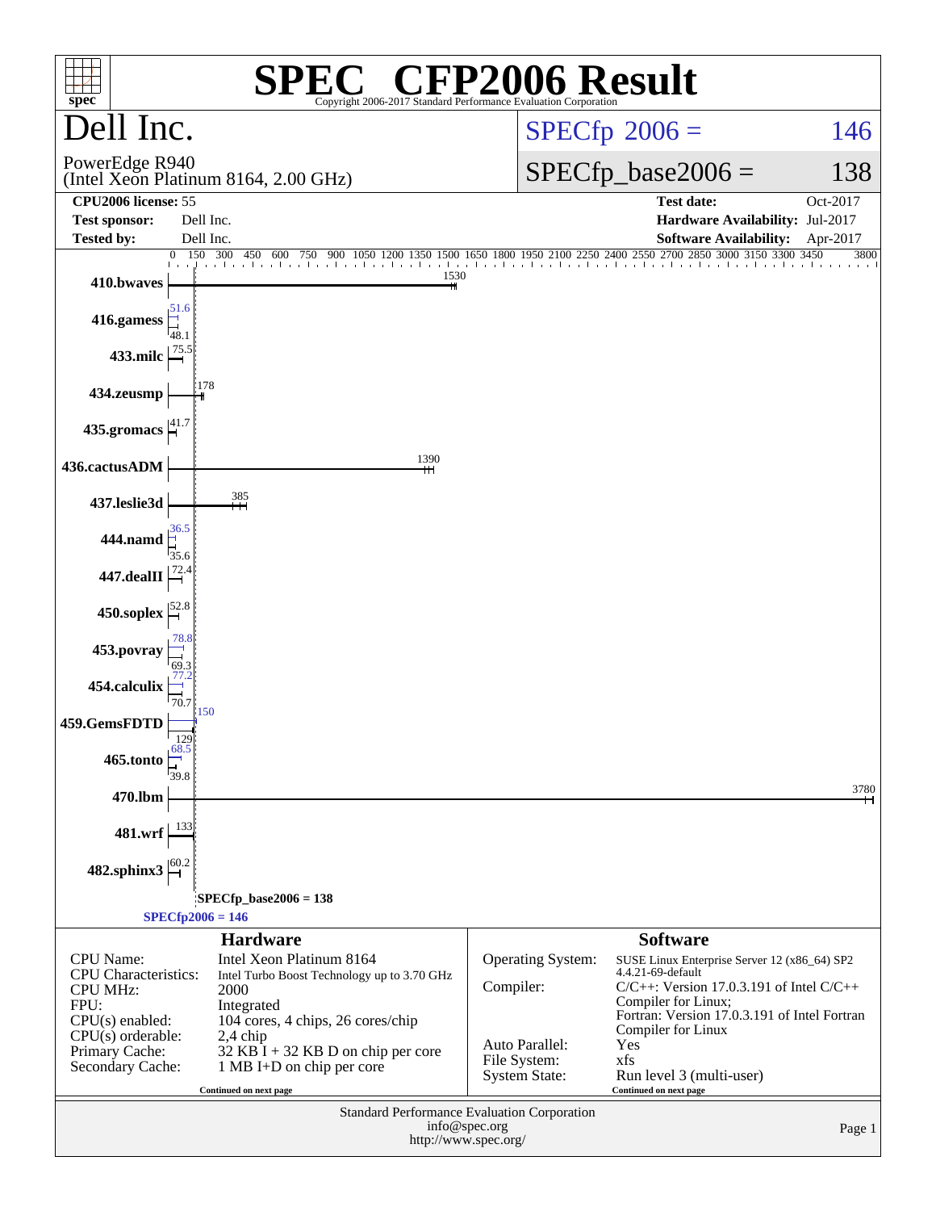# SPEC® CFP2006 Result

Copyright 2006-2017 Standard Performance Evaluation Corporation

## Dell Inc.

PowerEdge R940
(Intel Xeon Platinum 8164, 2.00 GHz)

SPECfp 2006 = 146

SPECfp_base2006 = 138

| | | | |
|---|---|---|---|
| **CPU2006 license:** | 55 | **Test date:** | Oct-2017 |
| **Test sponsor:** | Dell Inc. | **Hardware Availability:** | Jul-2017 |
| **Tested by:** | Dell Inc. | **Software Availability:** | Apr-2017 |

| Benchmark | Peak | Base |
|---|---|---|
| 410.bwaves | | 1530 |
| 416.gamess | 51.6 | 48.1 |
| 433.milc | | 75.5 |
| 434.zeusmp | | 178 |
| 435.gromacs | | 41.7 |
| 436.cactusADM | | 1390 |
| 437.leslie3d | | 385 |
| 444.namd | 36.5 | 35.6 |
| 447.dealII | | 72.4 |
| 450.soplex | | 52.8 |
| 453.povray | 78.8 | 69.3 |
| 454.calculix | 77.2 | 70.7 |
| 459.GemsFDTD | 150 | 129 |
| 465.tonto | 68.5 | 39.8 |
| 470.lbm | | 3780 |
| 481.wrf | | 133 |
| 482.sphinx3 | | 60.2 |

SPECfp_base2006 = 138

SPECfp2006 = 146

### Hardware

| | |
|---|---|
| CPU Name: | Intel Xeon Platinum 8164 |
| CPU Characteristics: | Intel Turbo Boost Technology up to 3.70 GHz |
| CPU MHz: | 2000 |
| FPU: | Integrated |
| CPU(s) enabled: | 104 cores, 4 chips, 26 cores/chip |
| CPU(s) orderable: | 2,4 chip |
| Primary Cache: | 32 KB I + 32 KB D on chip per core |
| Secondary Cache: | 1 MB I+D on chip per core |

Continued on next page

### Software

| | |
|---|---|
| Operating System: | SUSE Linux Enterprise Server 12 (x86_64) SP2 4.4.21-69-default |
| Compiler: | C/C++: Version 17.0.3.191 of Intel C/C++ Compiler for Linux; Fortran: Version 17.0.3.191 of Intel Fortran Compiler for Linux |
| Auto Parallel: | Yes |
| File System: | xfs |
| System State: | Run level 3 (multi-user) |

Continued on next page

Standard Performance Evaluation Corporation
info@spec.org
http://www.spec.org/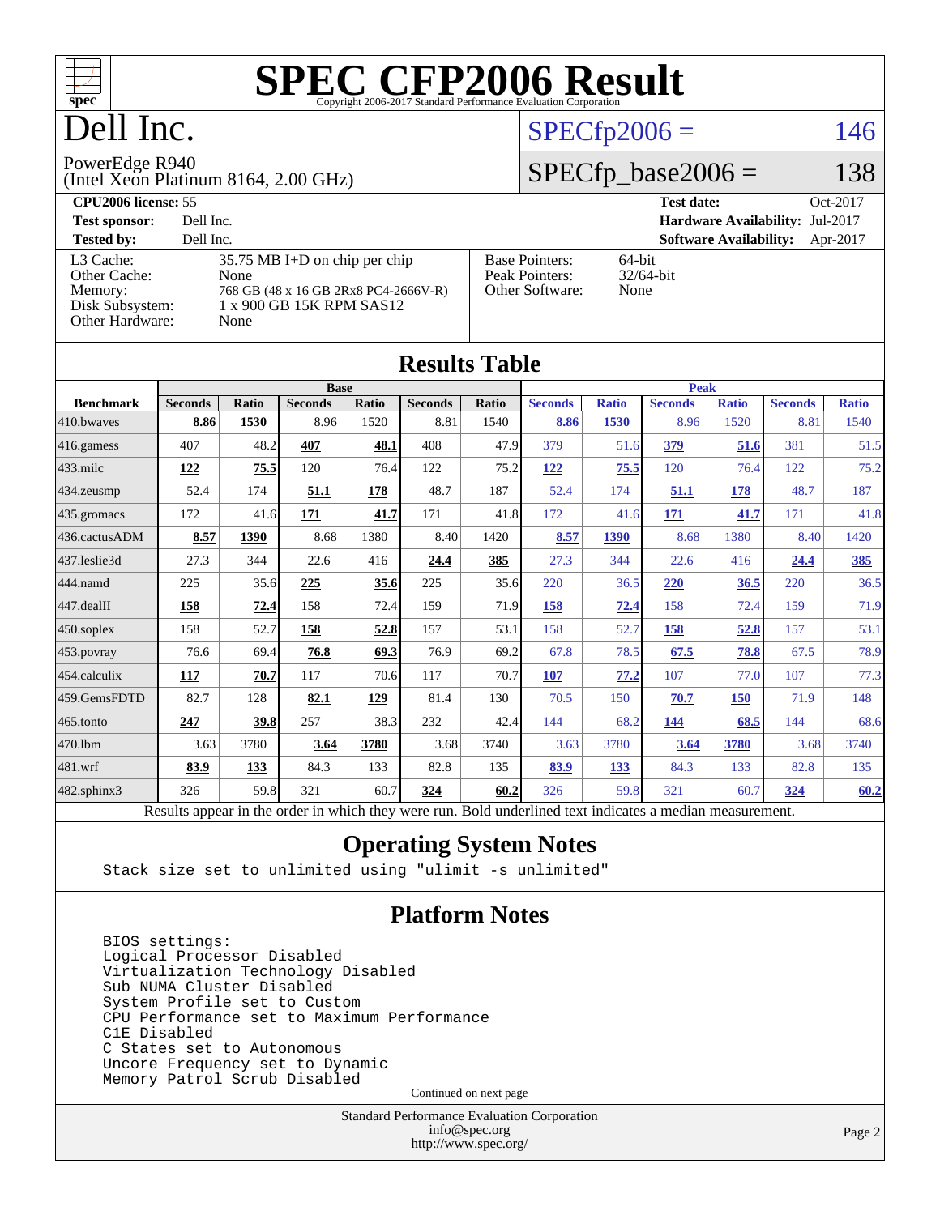# SPEC CFP2006 Result

Copyright 2006-2017 Standard Performance Evaluation Corporation

# Dell Inc.

PowerEdge R940
(Intel Xeon Platinum 8164, 2.00 GHz)

SPECfp2006 = 146

SPECfp_base2006 = 138

| | | | |
|---|---|---|---|
| **CPU2006 license:** 55 | | **Test date:** | Oct-2017 |
| **Test sponsor:** | Dell Inc. | **Hardware Availability:** | Jul-2017 |
| **Tested by:** | Dell Inc. | **Software Availability:** | Apr-2017 |

| | | | |
|---|---|---|---|
| L3 Cache: | 35.75 MB I+D on chip per chip | Base Pointers: | 64-bit |
| Other Cache: | None | Peak Pointers: | 32/64-bit |
| Memory: | 768 GB (48 x 16 GB 2Rx8 PC4-2666V-R) | Other Software: | None |
| Disk Subsystem: | 1 x 900 GB 15K RPM SAS12 | | |
| Other Hardware: | None | | |

## Results Table

| | Base | | | | | | Peak | | | | | |
|---|---|---|---|---|---|---|---|---|---|---|---|---|
| **Benchmark** | **Seconds** | **Ratio** | **Seconds** | **Ratio** | **Seconds** | **Ratio** | **Seconds** | **Ratio** | **Seconds** | **Ratio** | **Seconds** | **Ratio** |
| 410.bwaves | **8.86** | **1530** | 8.96 | 1520 | 8.81 | 1540 | **8.86** | **1530** | 8.96 | 1520 | 8.81 | 1540 |
| 416.gamess | 407 | 48.2 | **407** | **48.1** | 408 | 47.9 | 379 | 51.6 | **379** | **51.6** | 381 | 51.5 |
| 433.milc | **122** | **75.5** | 120 | 76.4 | 122 | 75.2 | **122** | **75.5** | 120 | 76.4 | 122 | 75.2 |
| 434.zeusmp | 52.4 | 174 | **51.1** | **178** | 48.7 | 187 | 52.4 | 174 | **51.1** | **178** | 48.7 | 187 |
| 435.gromacs | 172 | 41.6 | **171** | **41.7** | 171 | 41.8 | 172 | 41.6 | **171** | **41.7** | 171 | 41.8 |
| 436.cactusADM | **8.57** | **1390** | 8.68 | 1380 | 8.40 | 1420 | **8.57** | **1390** | 8.68 | 1380 | 8.40 | 1420 |
| 437.leslie3d | 27.3 | 344 | 22.6 | 416 | **24.4** | **385** | 27.3 | 344 | 22.6 | 416 | **24.4** | **385** |
| 444.namd | 225 | 35.6 | **225** | **35.6** | 225 | 35.6 | 220 | 36.5 | **220** | **36.5** | 220 | 36.5 |
| 447.dealII | **158** | **72.4** | 158 | 72.4 | 159 | 71.9 | **158** | **72.4** | 158 | 72.4 | 159 | 71.9 |
| 450.soplex | 158 | 52.7 | **158** | **52.8** | 157 | 53.1 | 158 | 52.7 | **158** | **52.8** | 157 | 53.1 |
| 453.povray | 76.6 | 69.4 | **76.8** | **69.3** | 76.9 | 69.2 | 67.8 | 78.5 | **67.5** | **78.8** | 67.5 | 78.9 |
| 454.calculix | **117** | **70.7** | 117 | 70.6 | 117 | 70.7 | **107** | **77.2** | 107 | 77.0 | 107 | 77.3 |
| 459.GemsFDTD | 82.7 | 128 | **82.1** | **129** | 81.4 | 130 | 70.5 | 150 | **70.7** | **150** | 71.9 | 148 |
| 465.tonto | **247** | **39.8** | 257 | 38.3 | 232 | 42.4 | 144 | 68.2 | **144** | **68.5** | 144 | 68.6 |
| 470.lbm | 3.63 | 3780 | **3.64** | **3780** | 3.68 | 3740 | 3.63 | 3780 | **3.64** | **3780** | 3.68 | 3740 |
| 481.wrf | **83.9** | **133** | 84.3 | 133 | 82.8 | 135 | **83.9** | **133** | 84.3 | 133 | 82.8 | 135 |
| 482.sphinx3 | 326 | 59.8 | 321 | 60.7 | **324** | **60.2** | 326 | 59.8 | 321 | 60.7 | **324** | **60.2** |

Results appear in the order in which they were run. Bold underlined text indicates a median measurement.

## Operating System Notes

```
Stack size set to unlimited using "ulimit -s unlimited"
```

## Platform Notes

```
BIOS settings:
Logical Processor Disabled
Virtualization Technology Disabled
Sub NUMA Cluster Disabled
System Profile set to Custom
CPU Performance set to Maximum Performance
C1E Disabled
C States set to Autonomous
Uncore Frequency set to Dynamic
Memory Patrol Scrub Disabled
```

Continued on next page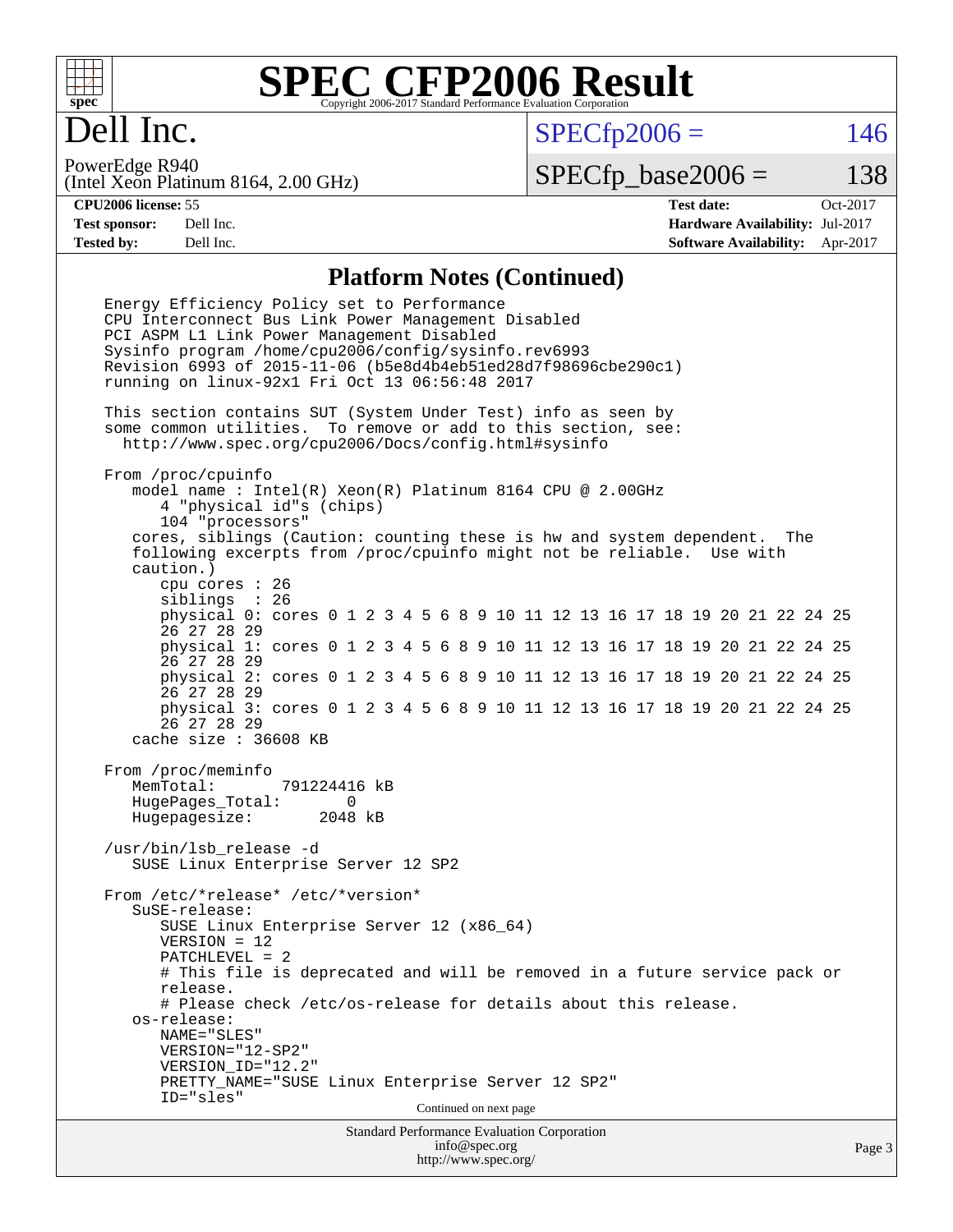# Dell Inc.

PowerEdge R940
(Intel Xeon Platinum 8164, 2.00 GHz)

SPECfp2006 = 146

SPECfp_base2006 = 138

| | | | |
|---|---|---|---|
| **CPU2006 license:** 55 | | **Test date:** | Oct-2017 |
| **Test sponsor:** | Dell Inc. | **Hardware Availability:** | Jul-2017 |
| **Tested by:** | Dell Inc. | **Software Availability:** | Apr-2017 |

## Platform Notes (Continued)

```
Energy Efficiency Policy set to Performance
CPU Interconnect Bus Link Power Management Disabled
PCI ASPM L1 Link Power Management Disabled
Sysinfo program /home/cpu2006/config/sysinfo.rev6993
Revision 6993 of 2015-11-06 (b5e8d4b4eb51ed28d7f98696cbe290c1)
running on linux-92x1 Fri Oct 13 06:56:48 2017

This section contains SUT (System Under Test) info as seen by
some common utilities.  To remove or add to this section, see:
  http://www.spec.org/cpu2006/Docs/config.html#sysinfo

From /proc/cpuinfo
   model name : Intel(R) Xeon(R) Platinum 8164 CPU @ 2.00GHz
      4 "physical id"s (chips)
      104 "processors"
   cores, siblings (Caution: counting these is hw and system dependent.  The
   following excerpts from /proc/cpuinfo might not be reliable.  Use with
   caution.)
      cpu cores : 26
      siblings  : 26
      physical 0: cores 0 1 2 3 4 5 6 8 9 10 11 12 13 16 17 18 19 20 21 22 24 25
      26 27 28 29
      physical 1: cores 0 1 2 3 4 5 6 8 9 10 11 12 13 16 17 18 19 20 21 22 24 25
      26 27 28 29
      physical 2: cores 0 1 2 3 4 5 6 8 9 10 11 12 13 16 17 18 19 20 21 22 24 25
      26 27 28 29
      physical 3: cores 0 1 2 3 4 5 6 8 9 10 11 12 13 16 17 18 19 20 21 22 24 25
      26 27 28 29
   cache size : 36608 KB

From /proc/meminfo
   MemTotal:       791224416 kB
   HugePages_Total:       0
   Hugepagesize:       2048 kB

/usr/bin/lsb_release -d
   SUSE Linux Enterprise Server 12 SP2

From /etc/*release* /etc/*version*
   SuSE-release:
      SUSE Linux Enterprise Server 12 (x86_64)
      VERSION = 12
      PATCHLEVEL = 2
      # This file is deprecated and will be removed in a future service pack or
      release.
      # Please check /etc/os-release for details about this release.
   os-release:
      NAME="SLES"
      VERSION="12-SP2"
      VERSION_ID="12.2"
      PRETTY_NAME="SUSE Linux Enterprise Server 12 SP2"
      ID="sles"
```

Continued on next page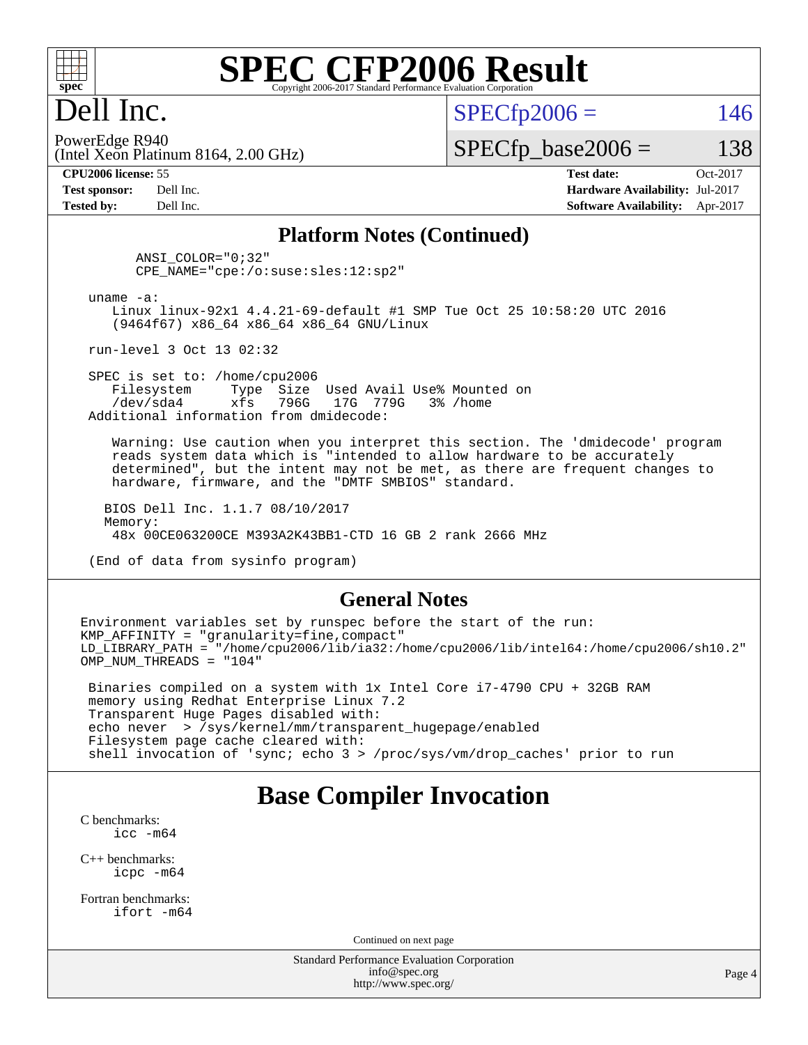# SPEC CFP2006 Result

Copyright 2006-2017 Standard Performance Evaluation Corporation

## Dell Inc.

PowerEdge R940
(Intel Xeon Platinum 8164, 2.00 GHz)

SPECfp2006 = 146

SPECfp_base2006 = 138

| | | | |
|---|---|---|---|
| **CPU2006 license:** | 55 | **Test date:** | Oct-2017 |
| **Test sponsor:** | Dell Inc. | **Hardware Availability:** | Jul-2017 |
| **Tested by:** | Dell Inc. | **Software Availability:** | Apr-2017 |

### Platform Notes (Continued)

```
        ANSI_COLOR="0;32"
        CPE_NAME="cpe:/o:suse:sles:12:sp2"

  uname -a:
     Linux linux-92x1 4.4.21-69-default #1 SMP Tue Oct 25 10:58:20 UTC 2016
     (9464f67) x86_64 x86_64 x86_64 GNU/Linux

  run-level 3 Oct 13 02:32

  SPEC is set to: /home/cpu2006
     Filesystem     Type  Size  Used Avail Use% Mounted on
     /dev/sda4      xfs   796G   17G  779G   3% /home
  Additional information from dmidecode:

     Warning: Use caution when you interpret this section. The 'dmidecode' program
     reads system data which is "intended to allow hardware to be accurately
     determined", but the intent may not be met, as there are frequent changes to
     hardware, firmware, and the "DMTF SMBIOS" standard.

    BIOS Dell Inc. 1.1.7 08/10/2017
    Memory:
     48x 00CE063200CE M393A2K43BB1-CTD 16 GB 2 rank 2666 MHz

  (End of data from sysinfo program)
```

### General Notes

```
Environment variables set by runspec before the start of the run:
KMP_AFFINITY = "granularity=fine,compact"
LD_LIBRARY_PATH = "/home/cpu2006/lib/ia32:/home/cpu2006/lib/intel64:/home/cpu2006/sh10.2"
OMP_NUM_THREADS = "104"

 Binaries compiled on a system with 1x Intel Core i7-4790 CPU + 32GB RAM
 memory using Redhat Enterprise Linux 7.2
 Transparent Huge Pages disabled with:
 echo never  > /sys/kernel/mm/transparent_hugepage/enabled
 Filesystem page cache cleared with:
 shell invocation of 'sync; echo 3 > /proc/sys/vm/drop_caches' prior to run
```

## Base Compiler Invocation

C benchmarks:
    icc -m64

C++ benchmarks:
    icpc -m64

Fortran benchmarks:
    ifort -m64

Continued on next page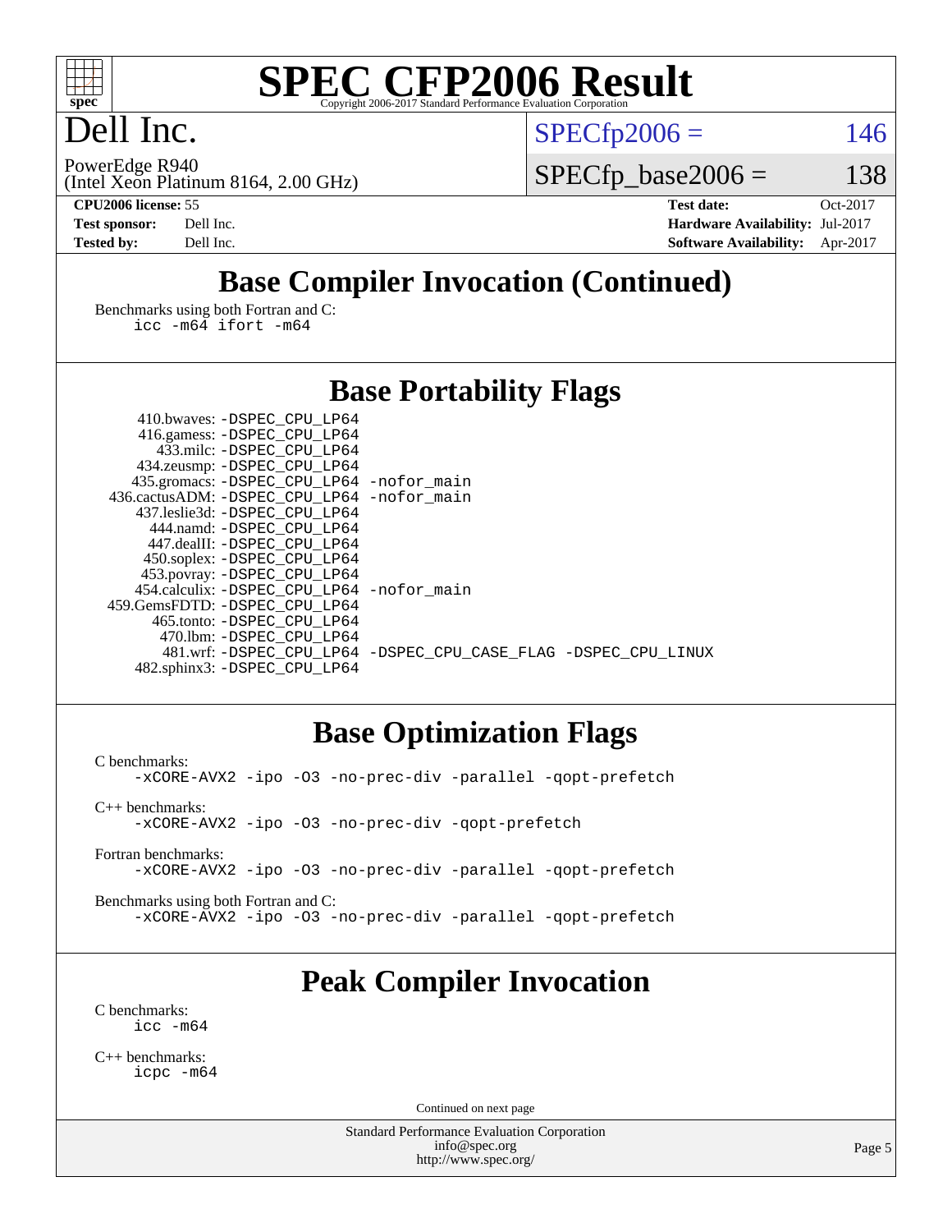# Dell Inc.

PowerEdge R940
(Intel Xeon Platinum 8164, 2.00 GHz)

SPECfp2006 = 146

SPECfp_base2006 = 138

**CPU2006 license:** 55
**Test sponsor:** Dell Inc.
**Tested by:** Dell Inc.

**Test date:** Oct-2017
**Hardware Availability:** Jul-2017
**Software Availability:** Apr-2017

## Base Compiler Invocation (Continued)

Benchmarks using both Fortran and C:
```
icc -m64 ifort -m64
```

## Base Portability Flags

| Benchmark | Flags |
|---|---|
| 410.bwaves: | -DSPEC_CPU_LP64 |
| 416.gamess: | -DSPEC_CPU_LP64 |
| 433.milc: | -DSPEC_CPU_LP64 |
| 434.zeusmp: | -DSPEC_CPU_LP64 |
| 435.gromacs: | -DSPEC_CPU_LP64 -nofor_main |
| 436.cactusADM: | -DSPEC_CPU_LP64 -nofor_main |
| 437.leslie3d: | -DSPEC_CPU_LP64 |
| 444.namd: | -DSPEC_CPU_LP64 |
| 447.dealII: | -DSPEC_CPU_LP64 |
| 450.soplex: | -DSPEC_CPU_LP64 |
| 453.povray: | -DSPEC_CPU_LP64 |
| 454.calculix: | -DSPEC_CPU_LP64 -nofor_main |
| 459.GemsFDTD: | -DSPEC_CPU_LP64 |
| 465.tonto: | -DSPEC_CPU_LP64 |
| 470.lbm: | -DSPEC_CPU_LP64 |
| 481.wrf: | -DSPEC_CPU_LP64 -DSPEC_CPU_CASE_FLAG -DSPEC_CPU_LINUX |
| 482.sphinx3: | -DSPEC_CPU_LP64 |

## Base Optimization Flags

C benchmarks:
```
-xCORE-AVX2 -ipo -O3 -no-prec-div -parallel -qopt-prefetch
```

C++ benchmarks:
```
-xCORE-AVX2 -ipo -O3 -no-prec-div -qopt-prefetch
```

Fortran benchmarks:
```
-xCORE-AVX2 -ipo -O3 -no-prec-div -parallel -qopt-prefetch
```

Benchmarks using both Fortran and C:
```
-xCORE-AVX2 -ipo -O3 -no-prec-div -parallel -qopt-prefetch
```

## Peak Compiler Invocation

C benchmarks:
```
icc -m64
```

C++ benchmarks:
```
icpc -m64
```

Continued on next page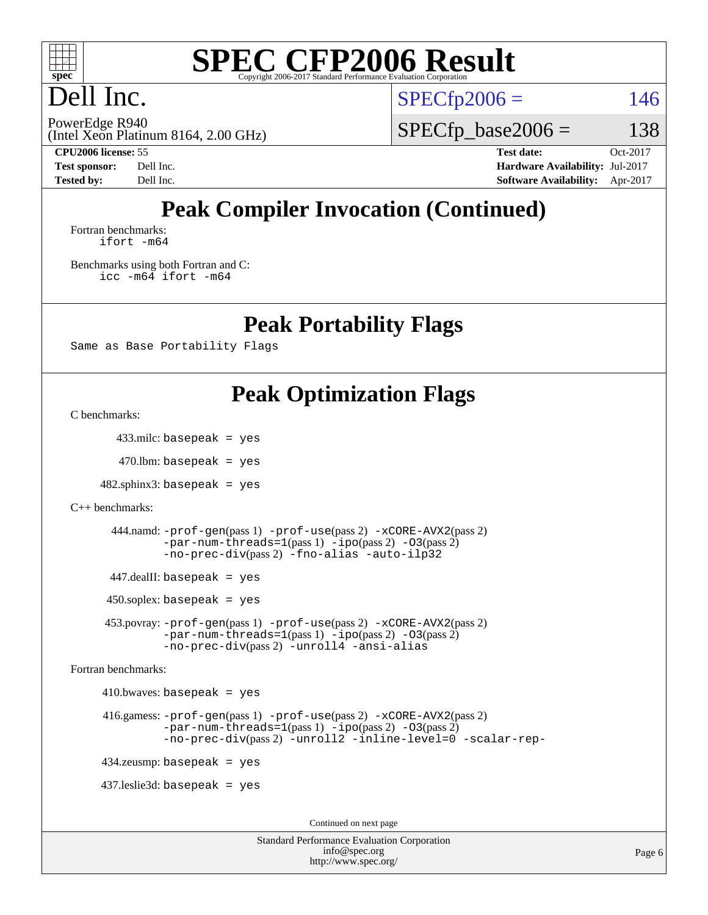# SPEC CFP2006 Result

Copyright 2006-2017 Standard Performance Evaluation Corporation

# Dell Inc.

PowerEdge R940
(Intel Xeon Platinum 8164, 2.00 GHz)

SPECfp2006 = 146

SPECfp_base2006 = 138

| | | | |
|---|---|---|---|
| **CPU2006 license:** 55 | | **Test date:** | Oct-2017 |
| **Test sponsor:** | Dell Inc. | **Hardware Availability:** | Jul-2017 |
| **Tested by:** | Dell Inc. | **Software Availability:** | Apr-2017 |

## Peak Compiler Invocation (Continued)

Fortran benchmarks:
```
ifort -m64
```

Benchmarks using both Fortran and C:
```
icc -m64 ifort -m64
```

## Peak Portability Flags

```
Same as Base Portability Flags
```

## Peak Optimization Flags

C benchmarks:

433.milc: `basepeak = yes`

470.lbm: `basepeak = yes`

482.sphinx3: `basepeak = yes`

C++ benchmarks:

444.namd: `-prof-gen`(pass 1) `-prof-use`(pass 2) `-xCORE-AVX2`(pass 2) `-par-num-threads=1`(pass 1) `-ipo`(pass 2) `-O3`(pass 2) `-no-prec-div`(pass 2) `-fno-alias -auto-ilp32`

447.dealII: `basepeak = yes`

450.soplex: `basepeak = yes`

453.povray: `-prof-gen`(pass 1) `-prof-use`(pass 2) `-xCORE-AVX2`(pass 2) `-par-num-threads=1`(pass 1) `-ipo`(pass 2) `-O3`(pass 2) `-no-prec-div`(pass 2) `-unroll4 -ansi-alias`

Fortran benchmarks:

410.bwaves: `basepeak = yes`

416.gamess: `-prof-gen`(pass 1) `-prof-use`(pass 2) `-xCORE-AVX2`(pass 2) `-par-num-threads=1`(pass 1) `-ipo`(pass 2) `-O3`(pass 2) `-no-prec-div`(pass 2) `-unroll2 -inline-level=0 -scalar-rep-`

434.zeusmp: `basepeak = yes`

437.leslie3d: `basepeak = yes`

Continued on next page

Standard Performance Evaluation Corporation
info@spec.org
http://www.spec.org/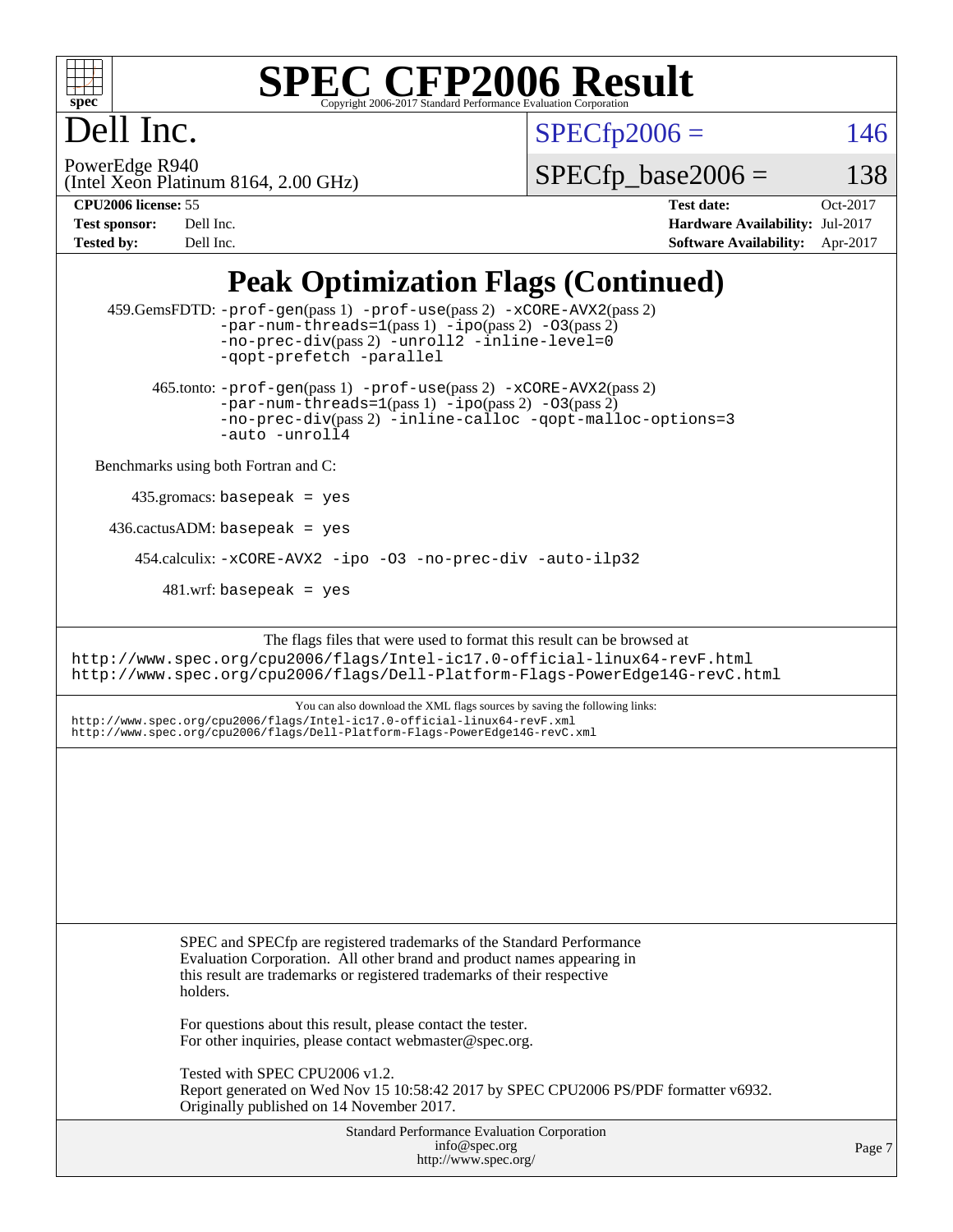# SPEC CFP2006 Result

Copyright 2006-2017 Standard Performance Evaluation Corporation

# Dell Inc.

PowerEdge R940
(Intel Xeon Platinum 8164, 2.00 GHz)

SPECfp2006 = 146

SPECfp_base2006 = 138

**CPU2006 license:** 55
**Test sponsor:** Dell Inc.
**Tested by:** Dell Inc.

**Test date:** Oct-2017
**Hardware Availability:** Jul-2017
**Software Availability:** Apr-2017

## Peak Optimization Flags (Continued)

459.GemsFDTD: -prof-gen(pass 1) -prof-use(pass 2) -xCORE-AVX2(pass 2) -par-num-threads=1(pass 1) -ipo(pass 2) -O3(pass 2) -no-prec-div(pass 2) -unroll2 -inline-level=0 -qopt-prefetch -parallel

465.tonto: -prof-gen(pass 1) -prof-use(pass 2) -xCORE-AVX2(pass 2) -par-num-threads=1(pass 1) -ipo(pass 2) -O3(pass 2) -no-prec-div(pass 2) -inline-calloc -qopt-malloc-options=3 -auto -unroll4

Benchmarks using both Fortran and C:

435.gromacs: basepeak = yes

436.cactusADM: basepeak = yes

454.calculix: -xCORE-AVX2 -ipo -O3 -no-prec-div -auto-ilp32

481.wrf: basepeak = yes

The flags files that were used to format this result can be browsed at
http://www.spec.org/cpu2006/flags/Intel-ic17.0-official-linux64-revF.html
http://www.spec.org/cpu2006/flags/Dell-Platform-Flags-PowerEdge14G-revC.html

You can also download the XML flags sources by saving the following links:
http://www.spec.org/cpu2006/flags/Intel-ic17.0-official-linux64-revF.xml
http://www.spec.org/cpu2006/flags/Dell-Platform-Flags-PowerEdge14G-revC.xml

SPEC and SPECfp are registered trademarks of the Standard Performance Evaluation Corporation. All other brand and product names appearing in this result are trademarks or registered trademarks of their respective holders.

For questions about this result, please contact the tester.
For other inquiries, please contact webmaster@spec.org.

Tested with SPEC CPU2006 v1.2.
Report generated on Wed Nov 15 10:58:42 2017 by SPEC CPU2006 PS/PDF formatter v6932.
Originally published on 14 November 2017.

Standard Performance Evaluation Corporation
info@spec.org
http://www.spec.org/